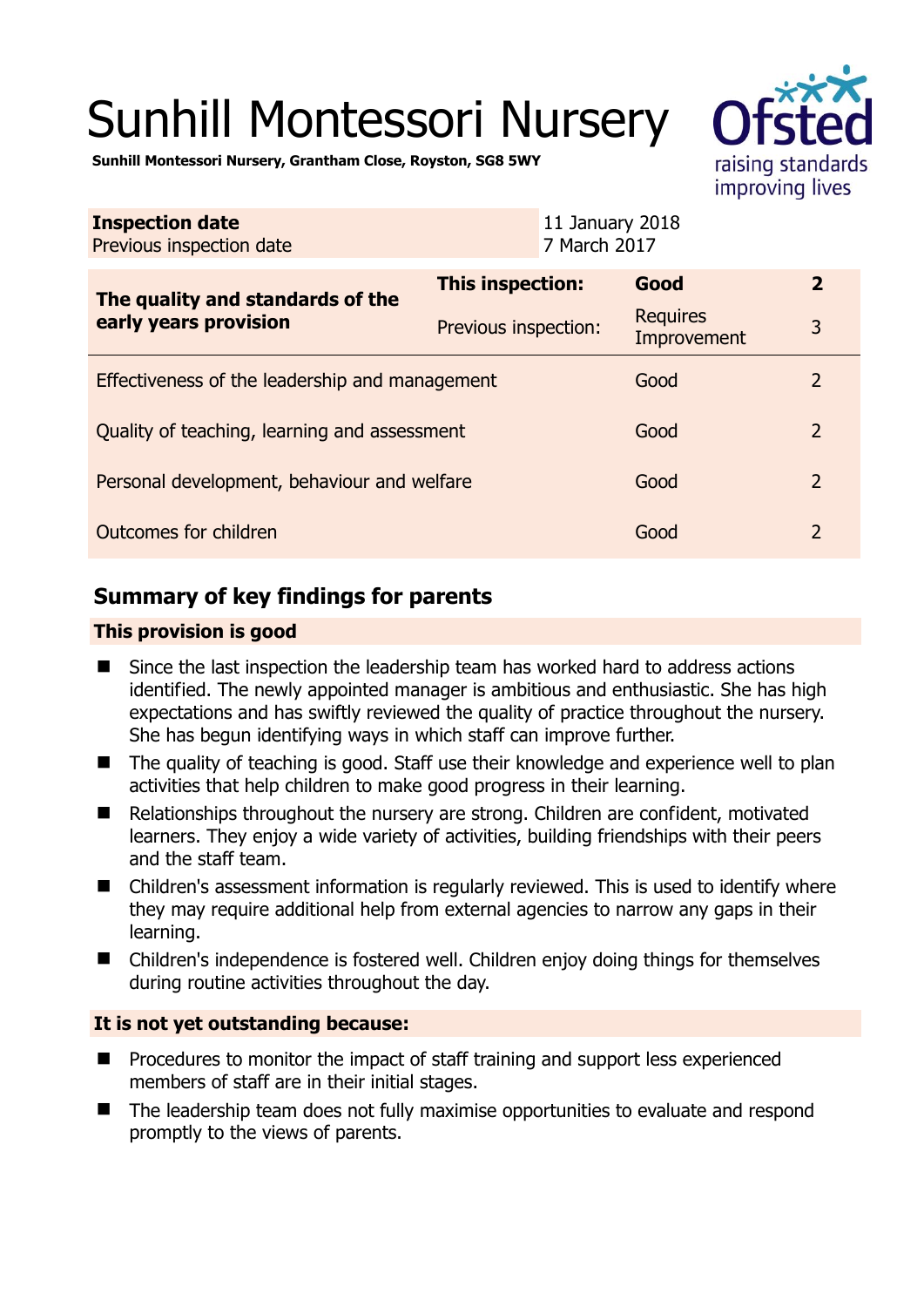# Sunhill Montessori Nursery

**Sunhill Montessori Nursery, Grantham Close, Royston, SG8 5WY**

| **Inspection date** | 11 January 2018 |
|---|---|
| Previous inspection date | 7 March 2017 |

| **The quality and standards of the early years provision** | **This inspection:** | **Good** | **2** |
|---|---|---|---|
| | Previous inspection: | Requires Improvement | 3 |
| Effectiveness of the leadership and management | | Good | 2 |
| Quality of teaching, learning and assessment | | Good | 2 |
| Personal development, behaviour and welfare | | Good | 2 |
| Outcomes for children | | Good | 2 |

## Summary of key findings for parents

### This provision is good

- Since the last inspection the leadership team has worked hard to address actions identified. The newly appointed manager is ambitious and enthusiastic. She has high expectations and has swiftly reviewed the quality of practice throughout the nursery. She has begun identifying ways in which staff can improve further.
- The quality of teaching is good. Staff use their knowledge and experience well to plan activities that help children to make good progress in their learning.
- Relationships throughout the nursery are strong. Children are confident, motivated learners. They enjoy a wide variety of activities, building friendships with their peers and the staff team.
- Children's assessment information is regularly reviewed. This is used to identify where they may require additional help from external agencies to narrow any gaps in their learning.
- Children's independence is fostered well. Children enjoy doing things for themselves during routine activities throughout the day.

### It is not yet outstanding because:

- Procedures to monitor the impact of staff training and support less experienced members of staff are in their initial stages.
- The leadership team does not fully maximise opportunities to evaluate and respond promptly to the views of parents.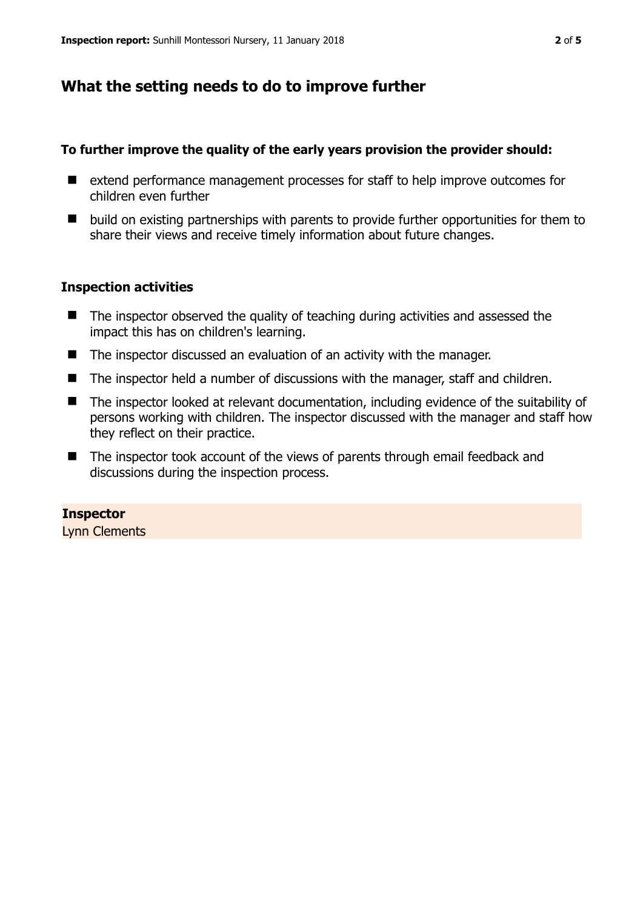## What the setting needs to do to improve further

**To further improve the quality of the early years provision the provider should:**

- extend performance management processes for staff to help improve outcomes for children even further
- build on existing partnerships with parents to provide further opportunities for them to share their views and receive timely information about future changes.

### Inspection activities

- The inspector observed the quality of teaching during activities and assessed the impact this has on children's learning.
- The inspector discussed an evaluation of an activity with the manager.
- The inspector held a number of discussions with the manager, staff and children.
- The inspector looked at relevant documentation, including evidence of the suitability of persons working with children. The inspector discussed with the manager and staff how they reflect on their practice.
- The inspector took account of the views of parents through email feedback and discussions during the inspection process.

**Inspector**
Lynn Clements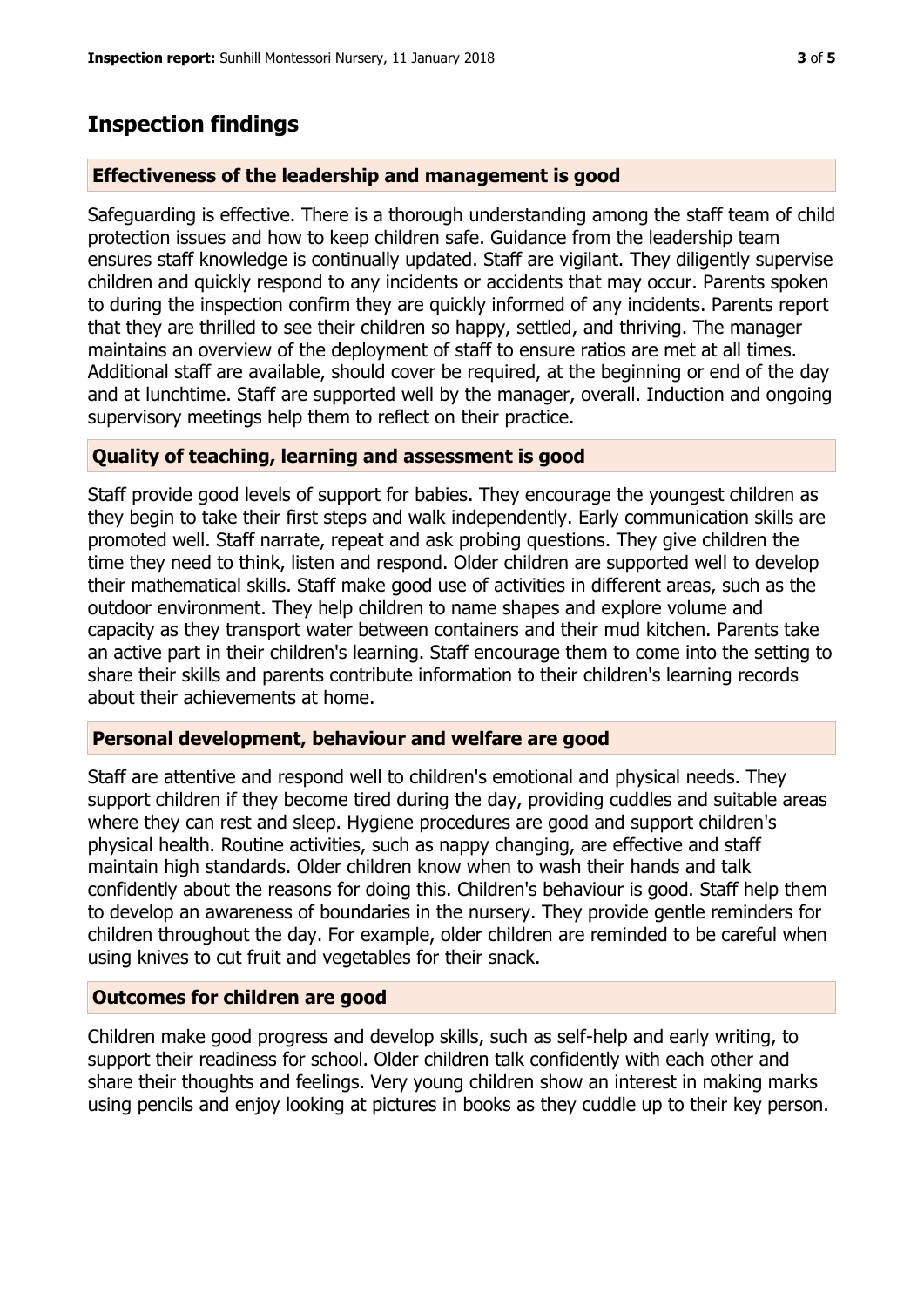## Inspection findings

### Effectiveness of the leadership and management is good

Safeguarding is effective. There is a thorough understanding among the staff team of child protection issues and how to keep children safe. Guidance from the leadership team ensures staff knowledge is continually updated. Staff are vigilant. They diligently supervise children and quickly respond to any incidents or accidents that may occur. Parents spoken to during the inspection confirm they are quickly informed of any incidents. Parents report that they are thrilled to see their children so happy, settled, and thriving. The manager maintains an overview of the deployment of staff to ensure ratios are met at all times. Additional staff are available, should cover be required, at the beginning or end of the day and at lunchtime. Staff are supported well by the manager, overall. Induction and ongoing supervisory meetings help them to reflect on their practice.

### Quality of teaching, learning and assessment is good

Staff provide good levels of support for babies. They encourage the youngest children as they begin to take their first steps and walk independently. Early communication skills are promoted well. Staff narrate, repeat and ask probing questions. They give children the time they need to think, listen and respond. Older children are supported well to develop their mathematical skills. Staff make good use of activities in different areas, such as the outdoor environment. They help children to name shapes and explore volume and capacity as they transport water between containers and their mud kitchen. Parents take an active part in their children's learning. Staff encourage them to come into the setting to share their skills and parents contribute information to their children's learning records about their achievements at home.

### Personal development, behaviour and welfare are good

Staff are attentive and respond well to children's emotional and physical needs. They support children if they become tired during the day, providing cuddles and suitable areas where they can rest and sleep. Hygiene procedures are good and support children's physical health. Routine activities, such as nappy changing, are effective and staff maintain high standards. Older children know when to wash their hands and talk confidently about the reasons for doing this. Children's behaviour is good. Staff help them to develop an awareness of boundaries in the nursery. They provide gentle reminders for children throughout the day. For example, older children are reminded to be careful when using knives to cut fruit and vegetables for their snack.

### Outcomes for children are good

Children make good progress and develop skills, such as self-help and early writing, to support their readiness for school. Older children talk confidently with each other and share their thoughts and feelings. Very young children show an interest in making marks using pencils and enjoy looking at pictures in books as they cuddle up to their key person.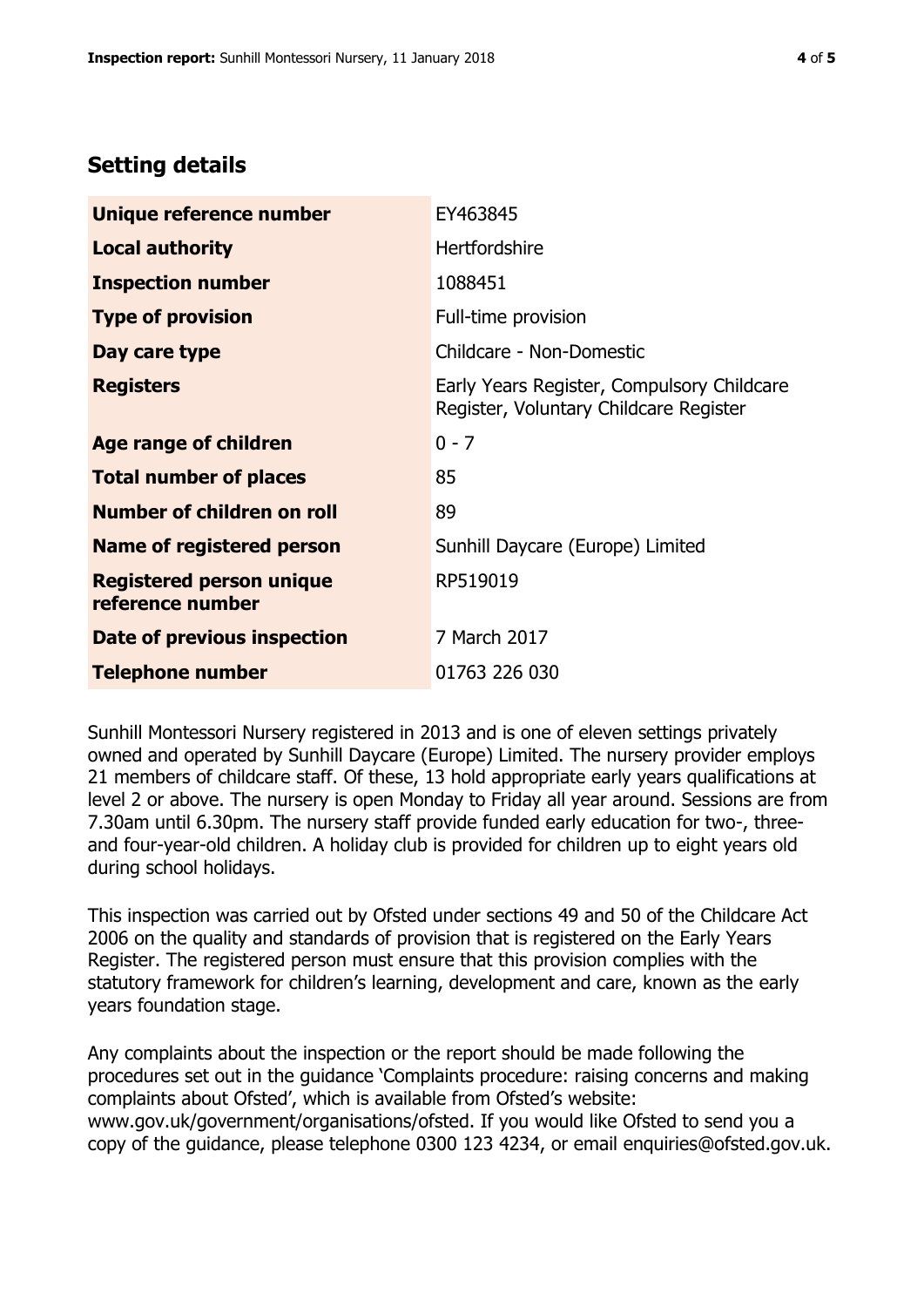## Setting details

| | |
|---|---|
| **Unique reference number** | EY463845 |
| **Local authority** | Hertfordshire |
| **Inspection number** | 1088451 |
| **Type of provision** | Full-time provision |
| **Day care type** | Childcare - Non-Domestic |
| **Registers** | Early Years Register, Compulsory Childcare Register, Voluntary Childcare Register |
| **Age range of children** | 0 - 7 |
| **Total number of places** | 85 |
| **Number of children on roll** | 89 |
| **Name of registered person** | Sunhill Daycare (Europe) Limited |
| **Registered person unique reference number** | RP519019 |
| **Date of previous inspection** | 7 March 2017 |
| **Telephone number** | 01763 226 030 |

Sunhill Montessori Nursery registered in 2013 and is one of eleven settings privately owned and operated by Sunhill Daycare (Europe) Limited. The nursery provider employs 21 members of childcare staff. Of these, 13 hold appropriate early years qualifications at level 2 or above. The nursery is open Monday to Friday all year around. Sessions are from 7.30am until 6.30pm. The nursery staff provide funded early education for two-, three- and four-year-old children. A holiday club is provided for children up to eight years old during school holidays.

This inspection was carried out by Ofsted under sections 49 and 50 of the Childcare Act 2006 on the quality and standards of provision that is registered on the Early Years Register. The registered person must ensure that this provision complies with the statutory framework for children's learning, development and care, known as the early years foundation stage.

Any complaints about the inspection or the report should be made following the procedures set out in the guidance 'Complaints procedure: raising concerns and making complaints about Ofsted', which is available from Ofsted's website: www.gov.uk/government/organisations/ofsted. If you would like Ofsted to send you a copy of the guidance, please telephone 0300 123 4234, or email enquiries@ofsted.gov.uk.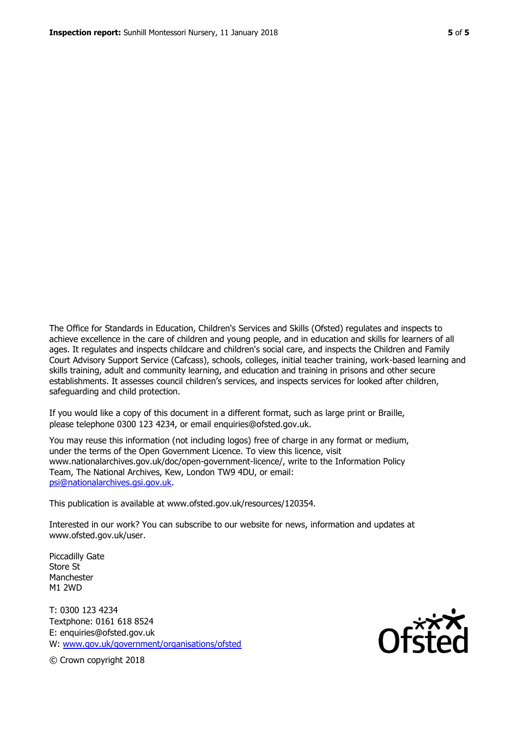The Office for Standards in Education, Children's Services and Skills (Ofsted) regulates and inspects to achieve excellence in the care of children and young people, and in education and skills for learners of all ages. It regulates and inspects childcare and children's social care, and inspects the Children and Family Court Advisory Support Service (Cafcass), schools, colleges, initial teacher training, work-based learning and skills training, adult and community learning, and education and training in prisons and other secure establishments. It assesses council children's services, and inspects services for looked after children, safeguarding and child protection.

If you would like a copy of this document in a different format, such as large print or Braille, please telephone 0300 123 4234, or email enquiries@ofsted.gov.uk.

You may reuse this information (not including logos) free of charge in any format or medium, under the terms of the Open Government Licence. To view this licence, visit www.nationalarchives.gov.uk/doc/open-government-licence/, write to the Information Policy Team, The National Archives, Kew, London TW9 4DU, or email: psi@nationalarchives.gsi.gov.uk.

This publication is available at www.ofsted.gov.uk/resources/120354.

Interested in our work? You can subscribe to our website for news, information and updates at www.ofsted.gov.uk/user.

Piccadilly Gate
Store St
Manchester
M1 2WD

T: 0300 123 4234
Textphone: 0161 618 8524
E: enquiries@ofsted.gov.uk
W: www.gov.uk/government/organisations/ofsted

© Crown copyright 2018